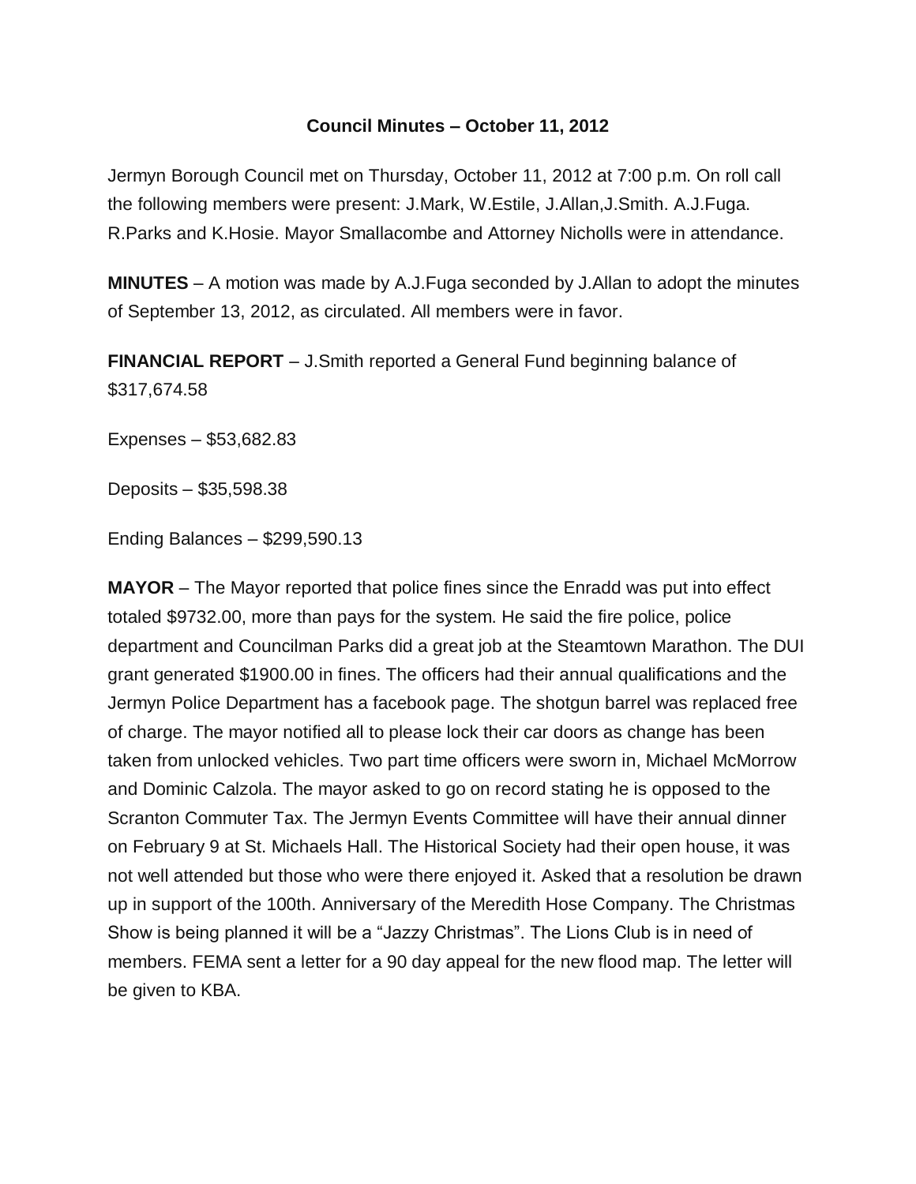**Council Minutes – October 11, 2012**

Jermyn Borough Council met on Thursday, October 11, 2012 at 7:00 p.m. On roll call the following members were present: J.Mark, W.Estile, J.Allan,J.Smith. A.J.Fuga. R.Parks and K.Hosie. Mayor Smallacombe and Attorney Nicholls were in attendance.

**MINUTES** – A motion was made by A.J.Fuga seconded by J.Allan to adopt the minutes of September 13, 2012, as circulated. All members were in favor.

**FINANCIAL REPORT** – J.Smith reported a General Fund beginning balance of $317,674.58

Expenses – $53,682.83

Deposits – $35,598.38

Ending Balances – $299,590.13

**MAYOR** – The Mayor reported that police fines since the Enradd was put into effect totaled $9732.00, more than pays for the system. He said the fire police, police department and Councilman Parks did a great job at the Steamtown Marathon. The DUI grant generated $1900.00 in fines. The officers had their annual qualifications and the Jermyn Police Department has a facebook page. The shotgun barrel was replaced free of charge. The mayor notified all to please lock their car doors as change has been taken from unlocked vehicles. Two part time officers were sworn in, Michael McMorrow and Dominic Calzola. The mayor asked to go on record stating he is opposed to the Scranton Commuter Tax. The Jermyn Events Committee will have their annual dinner on February 9 at St. Michaels Hall. The Historical Society had their open house, it was not well attended but those who were there enjoyed it. Asked that a resolution be drawn up in support of the 100th. Anniversary of the Meredith Hose Company. The Christmas Show is being planned it will be a "Jazzy Christmas". The Lions Club is in need of members. FEMA sent a letter for a 90 day appeal for the new flood map. The letter will be given to KBA.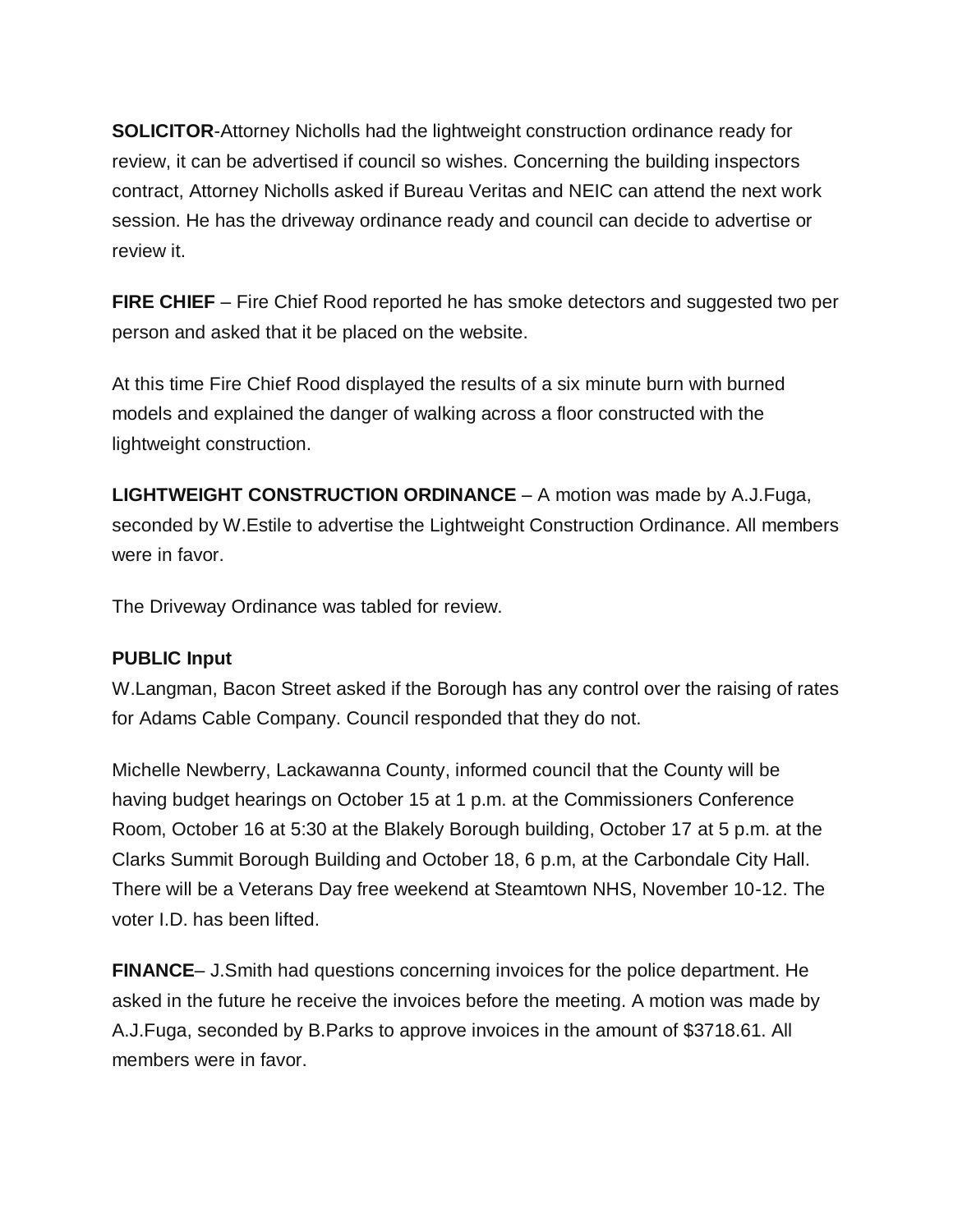**SOLICITOR**-Attorney Nicholls had the lightweight construction ordinance ready for review, it can be advertised if council so wishes. Concerning the building inspectors contract, Attorney Nicholls asked if Bureau Veritas and NEIC can attend the next work session. He has the driveway ordinance ready and council can decide to advertise or review it.

**FIRE CHIEF** – Fire Chief Rood reported he has smoke detectors and suggested two per person and asked that it be placed on the website.

At this time Fire Chief Rood displayed the results of a six minute burn with burned models and explained the danger of walking across a floor constructed with the lightweight construction.

**LIGHTWEIGHT CONSTRUCTION ORDINANCE** – A motion was made by A.J.Fuga, seconded by W.Estile to advertise the Lightweight Construction Ordinance. All members were in favor.

The Driveway Ordinance was tabled for review.

**PUBLIC Input**
W.Langman, Bacon Street asked if the Borough has any control over the raising of rates for Adams Cable Company. Council responded that they do not.

Michelle Newberry, Lackawanna County, informed council that the County will be having budget hearings on October 15 at 1 p.m. at the Commissioners Conference Room, October 16 at 5:30 at the Blakely Borough building, October 17 at 5 p.m. at the Clarks Summit Borough Building and October 18, 6 p.m, at the Carbondale City Hall. There will be a Veterans Day free weekend at Steamtown NHS, November 10-12. The voter I.D. has been lifted.

**FINANCE**– J.Smith had questions concerning invoices for the police department. He asked in the future he receive the invoices before the meeting. A motion was made by A.J.Fuga, seconded by B.Parks to approve invoices in the amount of $3718.61. All members were in favor.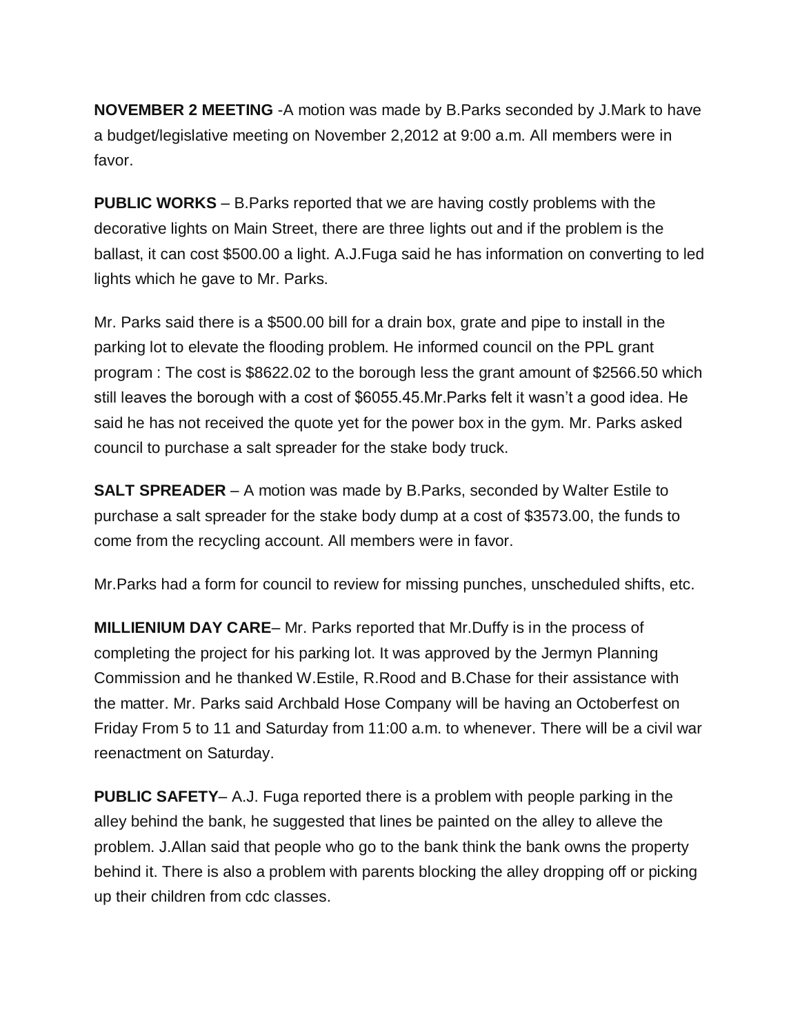**NOVEMBER 2 MEETING** -A motion was made by B.Parks seconded by J.Mark to have a budget/legislative meeting on November 2,2012 at 9:00 a.m. All members were in favor.

**PUBLIC WORKS** – B.Parks reported that we are having costly problems with the decorative lights on Main Street, there are three lights out and if the problem is the ballast, it can cost $500.00 a light. A.J.Fuga said he has information on converting to led lights which he gave to Mr. Parks.

Mr. Parks said there is a $500.00 bill for a drain box, grate and pipe to install in the parking lot to elevate the flooding problem. He informed council on the PPL grant program : The cost is $8622.02 to the borough less the grant amount of $2566.50 which still leaves the borough with a cost of $6055.45.Mr.Parks felt it wasn't a good idea. He said he has not received the quote yet for the power box in the gym. Mr. Parks asked council to purchase a salt spreader for the stake body truck.

**SALT SPREADER** – A motion was made by B.Parks, seconded by Walter Estile to purchase a salt spreader for the stake body dump at a cost of $3573.00, the funds to come from the recycling account. All members were in favor.

Mr.Parks had a form for council to review for missing punches, unscheduled shifts, etc.

**MILLIENIUM DAY CARE**– Mr. Parks reported that Mr.Duffy is in the process of completing the project for his parking lot. It was approved by the Jermyn Planning Commission and he thanked W.Estile, R.Rood and B.Chase for their assistance with the matter. Mr. Parks said Archbald Hose Company will be having an Octoberfest on Friday From 5 to 11 and Saturday from 11:00 a.m. to whenever. There will be a civil war reenactment on Saturday.

**PUBLIC SAFETY**– A.J. Fuga reported there is a problem with people parking in the alley behind the bank, he suggested that lines be painted on the alley to alleve the problem. J.Allan said that people who go to the bank think the bank owns the property behind it. There is also a problem with parents blocking the alley dropping off or picking up their children from cdc classes.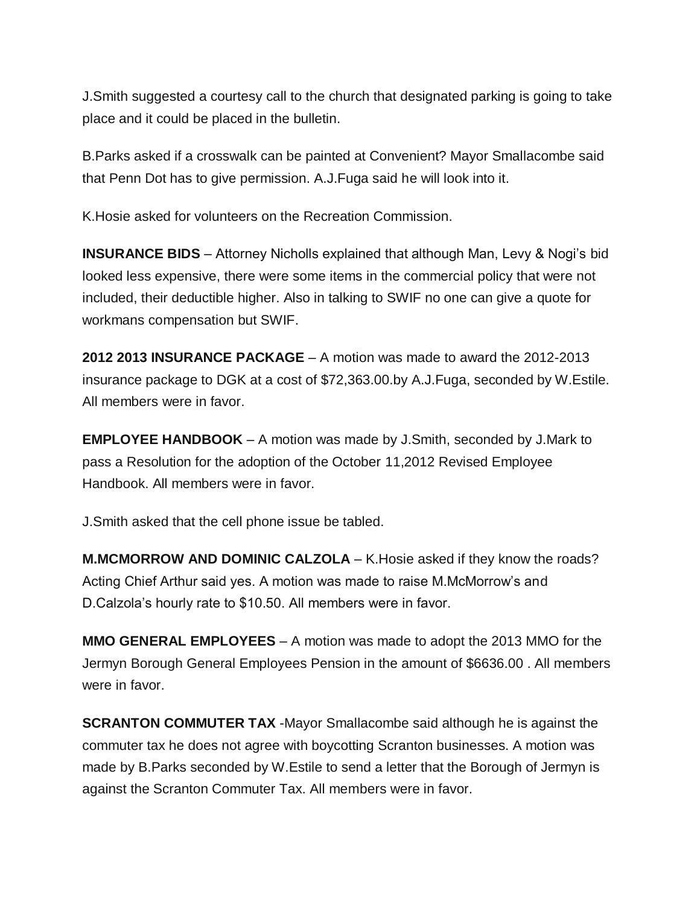J.Smith suggested a courtesy call to the church that designated parking is going to take place and it could be placed in the bulletin.

B.Parks asked if a crosswalk can be painted at Convenient? Mayor Smallacombe said that Penn Dot has to give permission. A.J.Fuga said he will look into it.

K.Hosie asked for volunteers on the Recreation Commission.

**INSURANCE BIDS** – Attorney Nicholls explained that although Man, Levy & Nogi's bid looked less expensive, there were some items in the commercial policy that were not included, their deductible higher. Also in talking to SWIF no one can give a quote for workmans compensation but SWIF.

**2012 2013 INSURANCE PACKAGE** – A motion was made to award the 2012-2013 insurance package to DGK at a cost of $72,363.00.by A.J.Fuga, seconded by W.Estile. All members were in favor.

**EMPLOYEE HANDBOOK** – A motion was made by J.Smith, seconded by J.Mark to pass a Resolution for the adoption of the October 11,2012 Revised Employee Handbook. All members were in favor.

J.Smith asked that the cell phone issue be tabled.

**M.MCMORROW AND DOMINIC CALZOLA** – K.Hosie asked if they know the roads? Acting Chief Arthur said yes. A motion was made to raise M.McMorrow's and D.Calzola's hourly rate to $10.50. All members were in favor.

**MMO GENERAL EMPLOYEES** – A motion was made to adopt the 2013 MMO for the Jermyn Borough General Employees Pension in the amount of $6636.00 . All members were in favor.

**SCRANTON COMMUTER TAX** -Mayor Smallacombe said although he is against the commuter tax he does not agree with boycotting Scranton businesses. A motion was made by B.Parks seconded by W.Estile to send a letter that the Borough of Jermyn is against the Scranton Commuter Tax. All members were in favor.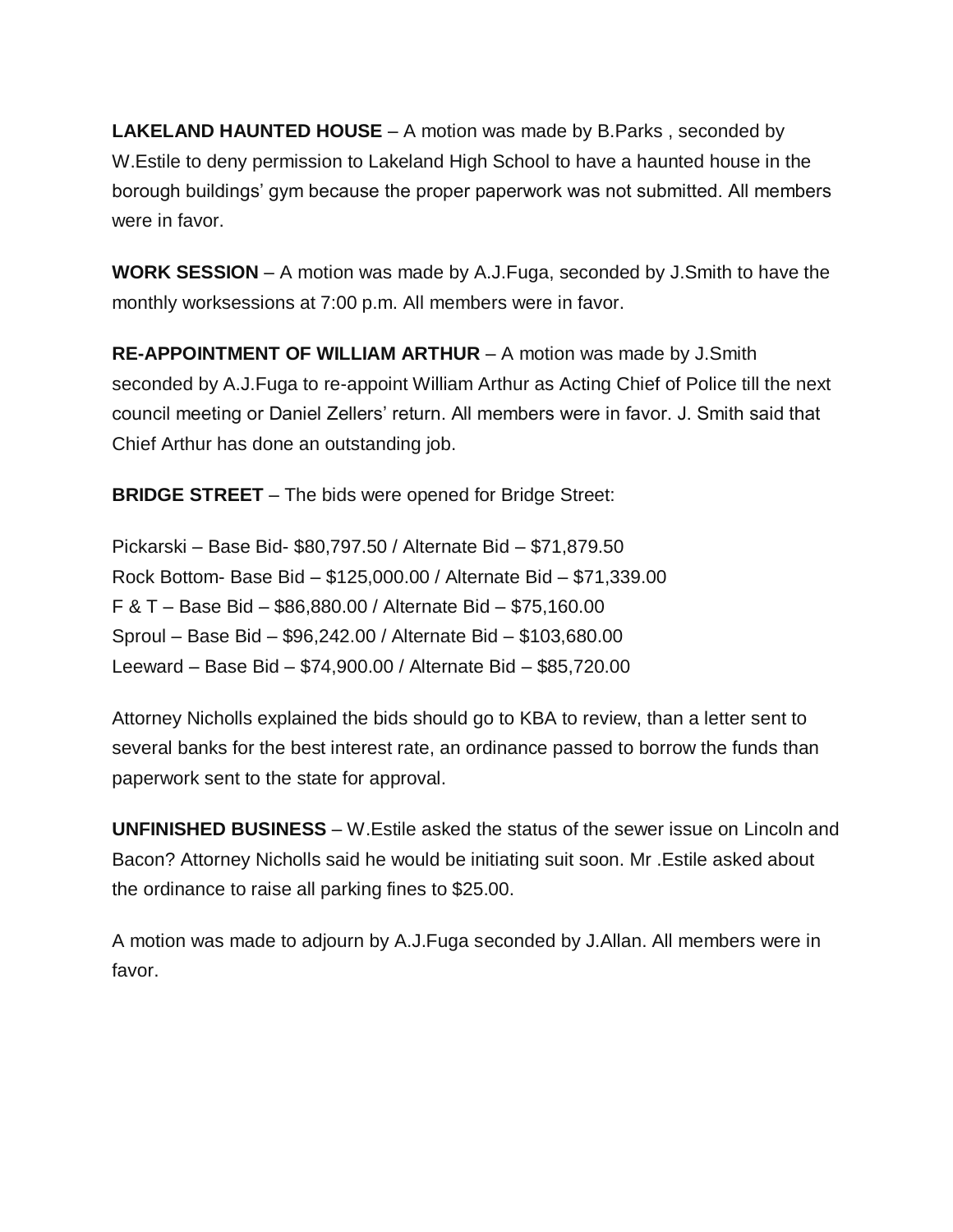**LAKELAND HAUNTED HOUSE** – A motion was made by B.Parks , seconded by W.Estile to deny permission to Lakeland High School to have a haunted house in the borough buildings' gym because the proper paperwork was not submitted. All members were in favor.

**WORK SESSION** – A motion was made by A.J.Fuga, seconded by J.Smith to have the monthly worksessions at 7:00 p.m. All members were in favor.

**RE-APPOINTMENT OF WILLIAM ARTHUR** – A motion was made by J.Smith seconded by A.J.Fuga to re-appoint William Arthur as Acting Chief of Police till the next council meeting or Daniel Zellers' return. All members were in favor. J. Smith said that Chief Arthur has done an outstanding job.

**BRIDGE STREET** – The bids were opened for Bridge Street:

Pickarski – Base Bid- $80,797.50 / Alternate Bid – $71,879.50
Rock Bottom- Base Bid – $125,000.00 / Alternate Bid – $71,339.00
F & T – Base Bid – $86,880.00 / Alternate Bid – $75,160.00
Sproul – Base Bid – $96,242.00 / Alternate Bid – $103,680.00
Leeward – Base Bid – $74,900.00 / Alternate Bid – $85,720.00

Attorney Nicholls explained the bids should go to KBA to review, than a letter sent to several banks for the best interest rate, an ordinance passed to borrow the funds than paperwork sent to the state for approval.

**UNFINISHED BUSINESS** – W.Estile asked the status of the sewer issue on Lincoln and Bacon? Attorney Nicholls said he would be initiating suit soon. Mr .Estile asked about the ordinance to raise all parking fines to $25.00.

A motion was made to adjourn by A.J.Fuga seconded by J.Allan. All members were in favor.